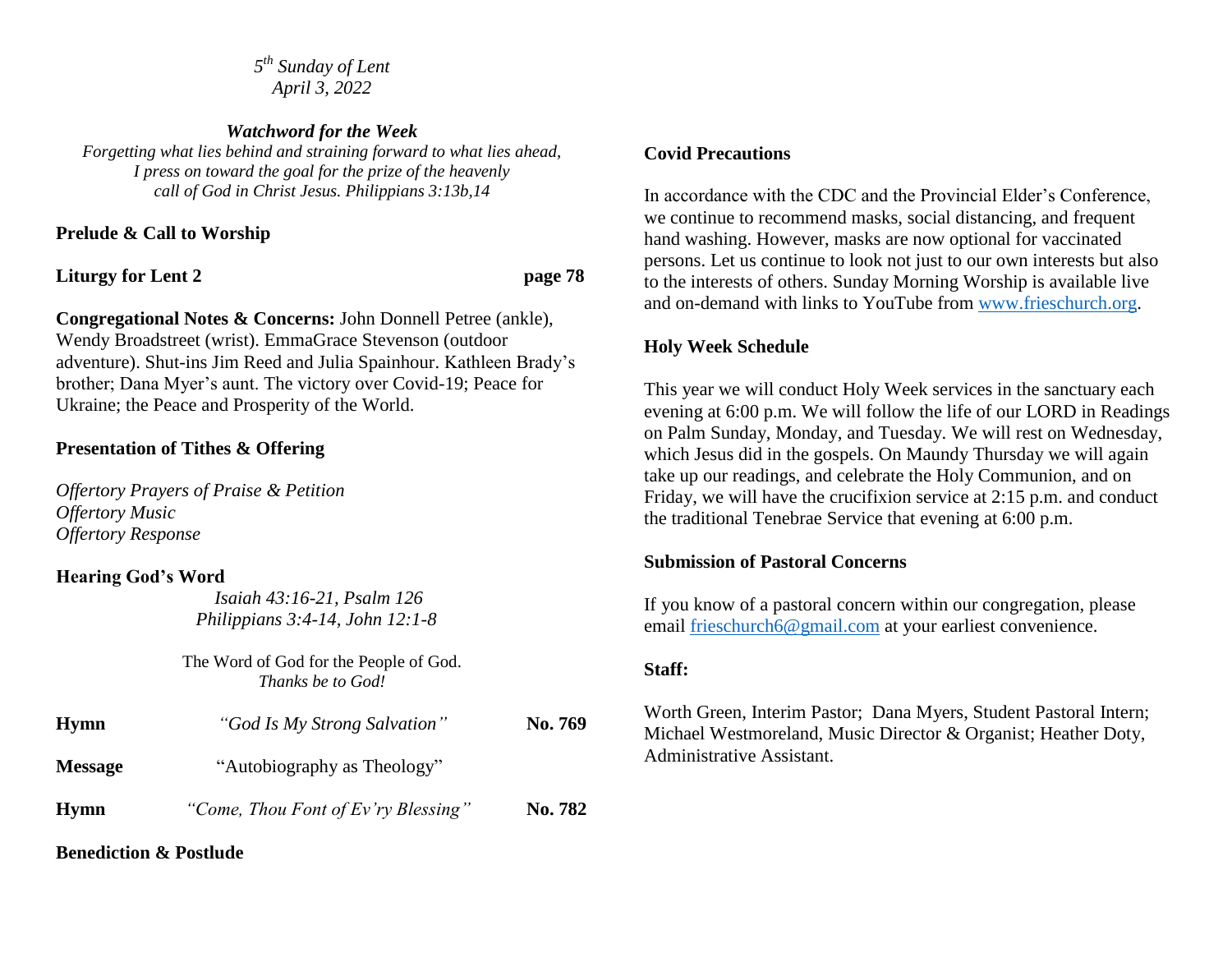*5th Sunday of Lent*
*April 3, 2022*

***Watchword for the Week***
*Forgetting what lies behind and straining forward to what lies ahead, I press on toward the goal for the prize of the heavenly call of God in Christ Jesus. Philippians 3:13b,14*

**Prelude & Call to Worship**

**Liturgy for Lent 2** **page 78**

**Congregational Notes & Concerns:** John Donnell Petree (ankle), Wendy Broadstreet (wrist). EmmaGrace Stevenson (outdoor adventure). Shut-ins Jim Reed and Julia Spainhour. Kathleen Brady's brother; Dana Myer's aunt. The victory over Covid-19; Peace for Ukraine; the Peace and Prosperity of the World.

**Presentation of Tithes & Offering**

*Offertory Prayers of Praise & Petition*
*Offertory Music*
*Offertory Response*

**Hearing God's Word**

*Isaiah 43:16-21, Psalm 126*
*Philippians 3:4-14, John 12:1-8*

The Word of God for the People of God.
*Thanks be to God!*

**Hymn** *"God Is My Strong Salvation"* **No. 769**

**Message** "Autobiography as Theology"

**Hymn** *"Come, Thou Font of Ev'ry Blessing"* **No. 782**

**Benediction & Postlude**

**Covid Precautions**

In accordance with the CDC and the Provincial Elder's Conference, we continue to recommend masks, social distancing, and frequent hand washing. However, masks are now optional for vaccinated persons. Let us continue to look not just to our own interests but also to the interests of others. Sunday Morning Worship is available live and on-demand with links to YouTube from www.frieschurch.org.

**Holy Week Schedule**

This year we will conduct Holy Week services in the sanctuary each evening at 6:00 p.m. We will follow the life of our LORD in Readings on Palm Sunday, Monday, and Tuesday. We will rest on Wednesday, which Jesus did in the gospels. On Maundy Thursday we will again take up our readings, and celebrate the Holy Communion, and on Friday, we will have the crucifixion service at 2:15 p.m. and conduct the traditional Tenebrae Service that evening at 6:00 p.m.

**Submission of Pastoral Concerns**

If you know of a pastoral concern within our congregation, please email frieschurch6@gmail.com at your earliest convenience.

**Staff:**

Worth Green, Interim Pastor; Dana Myers, Student Pastoral Intern; Michael Westmoreland, Music Director & Organist; Heather Doty, Administrative Assistant.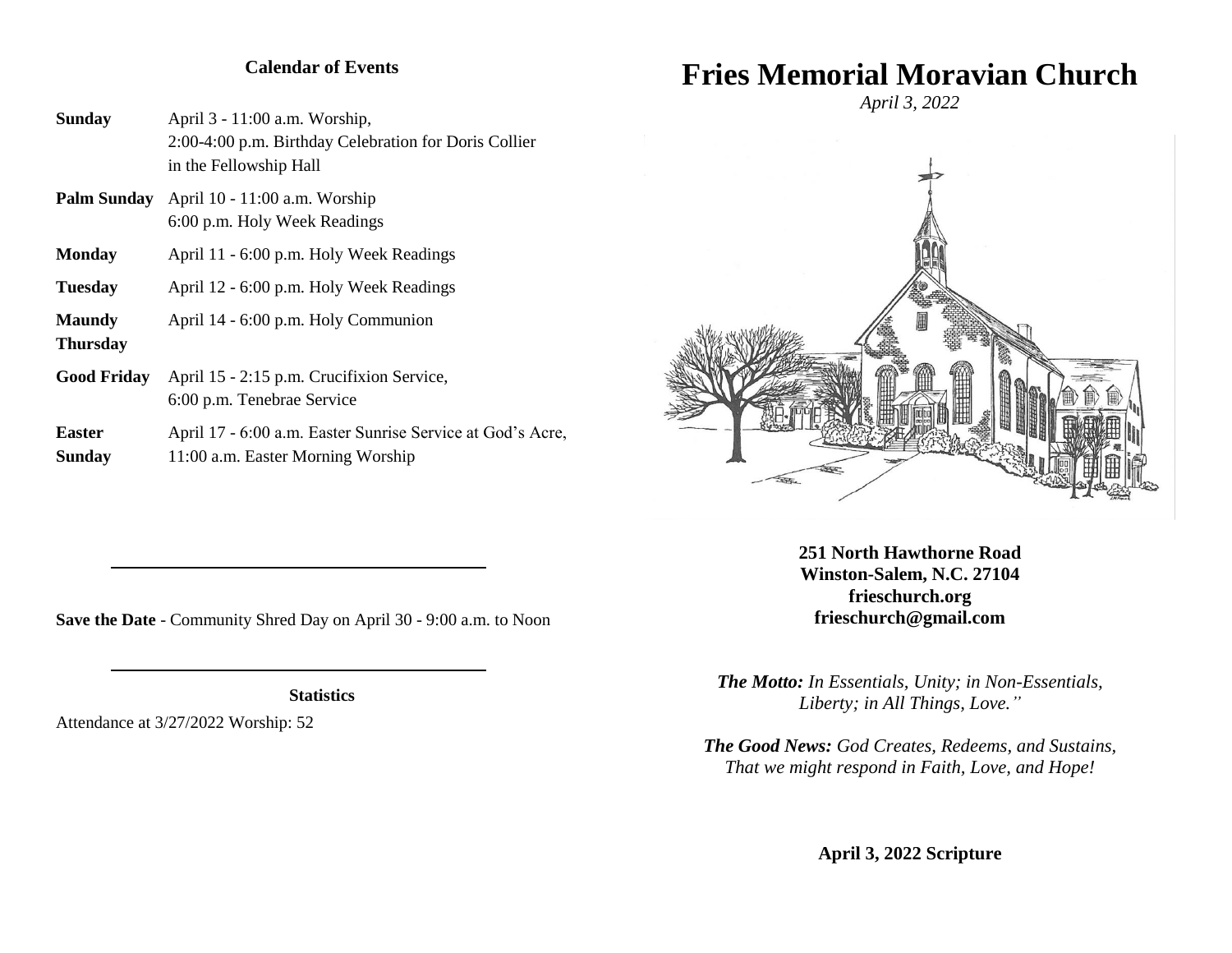## Calendar of Events

| | |
|---|---|
| **Sunday** | April 3 - 11:00 a.m. Worship, 2:00-4:00 p.m. Birthday Celebration for Doris Collier in the Fellowship Hall |
| **Palm Sunday** | April 10 - 11:00 a.m. Worship 6:00 p.m. Holy Week Readings |
| **Monday** | April 11 - 6:00 p.m. Holy Week Readings |
| **Tuesday** | April 12 - 6:00 p.m. Holy Week Readings |
| **Maundy Thursday** | April 14 - 6:00 p.m. Holy Communion |
| **Good Friday** | April 15 - 2:15 p.m. Crucifixion Service, 6:00 p.m. Tenebrae Service |
| **Easter Sunday** | April 17 - 6:00 a.m. Easter Sunrise Service at God's Acre, 11:00 a.m. Easter Morning Worship |

---

**Save the Date** - Community Shred Day on April 30 - 9:00 a.m. to Noon

---

**Statistics**

Attendance at 3/27/2022 Worship: 52

# Fries Memorial Moravian Church

*April 3, 2022*

**251 North Hawthorne Road**
**Winston-Salem, N.C. 27104**
**frieschurch.org**
**frieschurch@gmail.com**

***The Motto:*** *In Essentials, Unity; in Non-Essentials, Liberty; in All Things, Love."*

***The Good News:*** *God Creates, Redeems, and Sustains, That we might respond in Faith, Love, and Hope!*

**April 3, 2022 Scripture**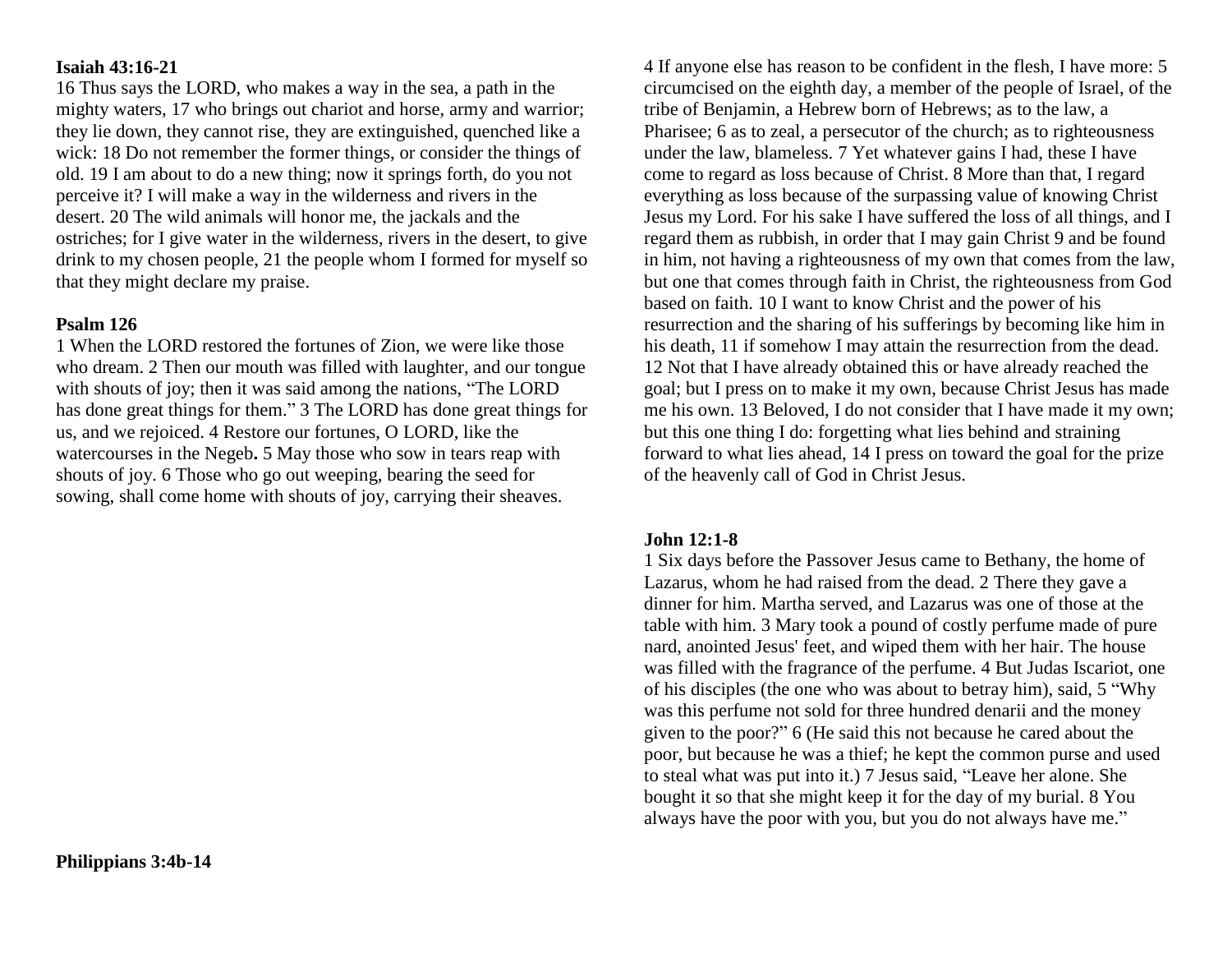**Isaiah 43:16-21**

16 Thus says the LORD, who makes a way in the sea, a path in the mighty waters, 17 who brings out chariot and horse, army and warrior; they lie down, they cannot rise, they are extinguished, quenched like a wick: 18 Do not remember the former things, or consider the things of old. 19 I am about to do a new thing; now it springs forth, do you not perceive it? I will make a way in the wilderness and rivers in the desert. 20 The wild animals will honor me, the jackals and the ostriches; for I give water in the wilderness, rivers in the desert, to give drink to my chosen people, 21 the people whom I formed for myself so that they might declare my praise.

**Psalm 126**

1 When the LORD restored the fortunes of Zion, we were like those who dream. 2 Then our mouth was filled with laughter, and our tongue with shouts of joy; then it was said among the nations, "The LORD has done great things for them." 3 The LORD has done great things for us, and we rejoiced. 4 Restore our fortunes, O LORD, like the watercourses in the Negeb**.** 5 May those who sow in tears reap with shouts of joy. 6 Those who go out weeping, bearing the seed for sowing, shall come home with shouts of joy, carrying their sheaves.

**Philippians 3:4b-14**

4 If anyone else has reason to be confident in the flesh, I have more: 5 circumcised on the eighth day, a member of the people of Israel, of the tribe of Benjamin, a Hebrew born of Hebrews; as to the law, a Pharisee; 6 as to zeal, a persecutor of the church; as to righteousness under the law, blameless. 7 Yet whatever gains I had, these I have come to regard as loss because of Christ. 8 More than that, I regard everything as loss because of the surpassing value of knowing Christ Jesus my Lord. For his sake I have suffered the loss of all things, and I regard them as rubbish, in order that I may gain Christ 9 and be found in him, not having a righteousness of my own that comes from the law, but one that comes through faith in Christ, the righteousness from God based on faith. 10 I want to know Christ and the power of his resurrection and the sharing of his sufferings by becoming like him in his death, 11 if somehow I may attain the resurrection from the dead. 12 Not that I have already obtained this or have already reached the goal; but I press on to make it my own, because Christ Jesus has made me his own. 13 Beloved, I do not consider that I have made it my own; but this one thing I do: forgetting what lies behind and straining forward to what lies ahead, 14 I press on toward the goal for the prize of the heavenly call of God in Christ Jesus.

**John 12:1-8**

1 Six days before the Passover Jesus came to Bethany, the home of Lazarus, whom he had raised from the dead. 2 There they gave a dinner for him. Martha served, and Lazarus was one of those at the table with him. 3 Mary took a pound of costly perfume made of pure nard, anointed Jesus' feet, and wiped them with her hair. The house was filled with the fragrance of the perfume. 4 But Judas Iscariot, one of his disciples (the one who was about to betray him), said, 5 "Why was this perfume not sold for three hundred denarii and the money given to the poor?" 6 (He said this not because he cared about the poor, but because he was a thief; he kept the common purse and used to steal what was put into it.) 7 Jesus said, "Leave her alone. She bought it so that she might keep it for the day of my burial. 8 You always have the poor with you, but you do not always have me."